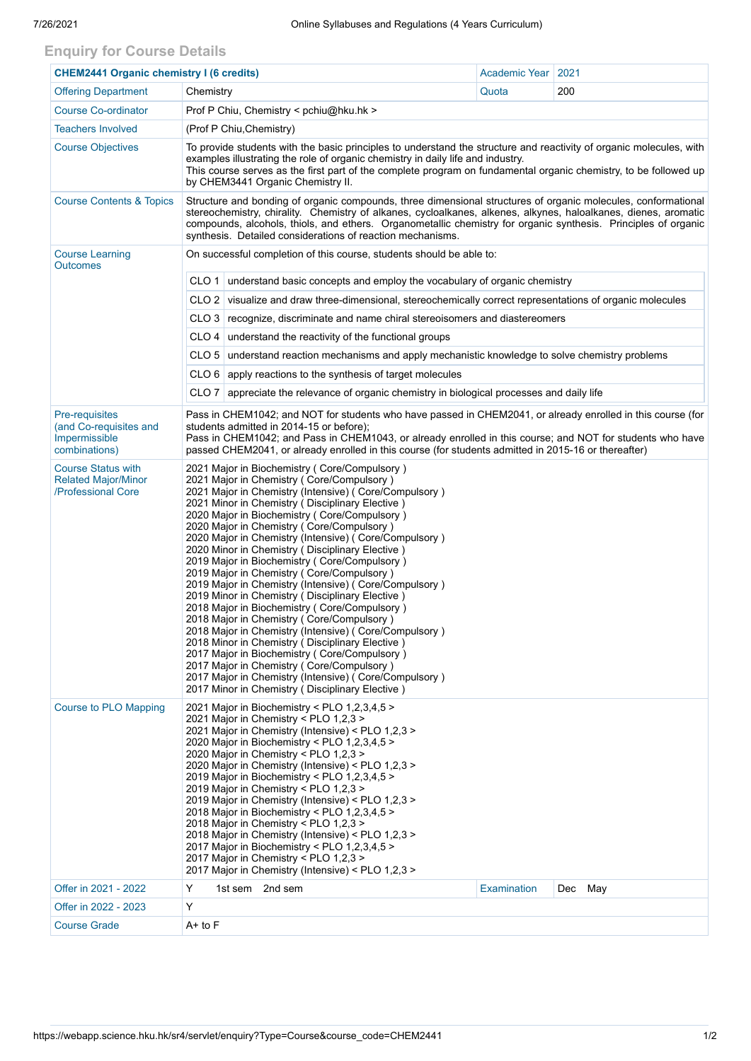## Enquiry for Course Details

| CHEM2441 Organic chemistry I (6 credits) | | Academic Year | 2021 |
|---|---|---|---|
| Offering Department | Chemistry | Quota | 200 |
| Course Co-ordinator | Prof P Chiu, Chemistry < pchiu@hku.hk > | | |
| Teachers Involved | (Prof P Chiu,Chemistry) | | |
| Course Objectives | To provide students with the basic principles to understand the structure and reactivity of organic molecules, with examples illustrating the role of organic chemistry in daily life and industry.<br>This course serves as the first part of the complete program on fundamental organic chemistry, to be followed up by CHEM3441 Organic Chemistry II. | | |
| Course Contents & Topics | Structure and bonding of organic compounds, three dimensional structures of organic molecules, conformational stereochemistry, chirality. Chemistry of alkanes, cycloalkanes, alkenes, alkynes, haloalkanes, dienes, aromatic compounds, alcohols, thiols, and ethers. Organometallic chemistry for organic synthesis. Principles of organic synthesis. Detailed considerations of reaction mechanisms. | | |
| Course Learning Outcomes | On successful completion of this course, students should be able to:<br>CLO 1 understand basic concepts and employ the vocabulary of organic chemistry<br>CLO 2 visualize and draw three-dimensional, stereochemically correct representations of organic molecules<br>CLO 3 recognize, discriminate and name chiral stereoisomers and diastereomers<br>CLO 4 understand the reactivity of the functional groups<br>CLO 5 understand reaction mechanisms and apply mechanistic knowledge to solve chemistry problems<br>CLO 6 apply reactions to the synthesis of target molecules<br>CLO 7 appreciate the relevance of organic chemistry in biological processes and daily life | | |
| Pre-requisites (and Co-requisites and Impermissible combinations) | Pass in CHEM1042; and NOT for students who have passed in CHEM2041, or already enrolled in this course (for students admitted in 2014-15 or before);<br>Pass in CHEM1042; and Pass in CHEM1043, or already enrolled in this course; and NOT for students who have passed CHEM2041, or already enrolled in this course (for students admitted in 2015-16 or thereafter) | | |
| Course Status with Related Major/Minor /Professional Core | 2021 Major in Biochemistry ( Core/Compulsory )<br>2021 Major in Chemistry ( Core/Compulsory )<br>2021 Major in Chemistry (Intensive) ( Core/Compulsory )<br>2021 Minor in Chemistry ( Disciplinary Elective )<br>2020 Major in Biochemistry ( Core/Compulsory )<br>2020 Major in Chemistry ( Core/Compulsory )<br>2020 Major in Chemistry (Intensive) ( Core/Compulsory )<br>2020 Minor in Chemistry ( Disciplinary Elective )<br>2019 Major in Biochemistry ( Core/Compulsory )<br>2019 Major in Chemistry ( Core/Compulsory )<br>2019 Major in Chemistry (Intensive) ( Core/Compulsory )<br>2019 Minor in Chemistry ( Disciplinary Elective )<br>2018 Major in Biochemistry ( Core/Compulsory )<br>2018 Major in Chemistry ( Core/Compulsory )<br>2018 Major in Chemistry (Intensive) ( Core/Compulsory )<br>2018 Minor in Chemistry ( Disciplinary Elective )<br>2017 Major in Biochemistry ( Core/Compulsory )<br>2017 Major in Chemistry ( Core/Compulsory )<br>2017 Major in Chemistry (Intensive) ( Core/Compulsory )<br>2017 Minor in Chemistry ( Disciplinary Elective ) | | |
| Course to PLO Mapping | 2021 Major in Biochemistry < PLO 1,2,3,4,5 ><br>2021 Major in Chemistry < PLO 1,2,3 ><br>2021 Major in Chemistry (Intensive) < PLO 1,2,3 ><br>2020 Major in Biochemistry < PLO 1,2,3,4,5 ><br>2020 Major in Chemistry < PLO 1,2,3 ><br>2020 Major in Chemistry (Intensive) < PLO 1,2,3 ><br>2019 Major in Biochemistry < PLO 1,2,3,4,5 ><br>2019 Major in Chemistry < PLO 1,2,3 ><br>2019 Major in Chemistry (Intensive) < PLO 1,2,3 ><br>2018 Major in Biochemistry < PLO 1,2,3,4,5 ><br>2018 Major in Chemistry < PLO 1,2,3 ><br>2018 Major in Chemistry (Intensive) < PLO 1,2,3 ><br>2017 Major in Biochemistry < PLO 1,2,3,4,5 ><br>2017 Major in Chemistry < PLO 1,2,3 ><br>2017 Major in Chemistry (Intensive) < PLO 1,2,3 > | | |
| Offer in 2021 - 2022 | Y 1st sem 2nd sem | Examination | Dec May |
| Offer in 2022 - 2023 | Y | | |
| Course Grade | A+ to F | | |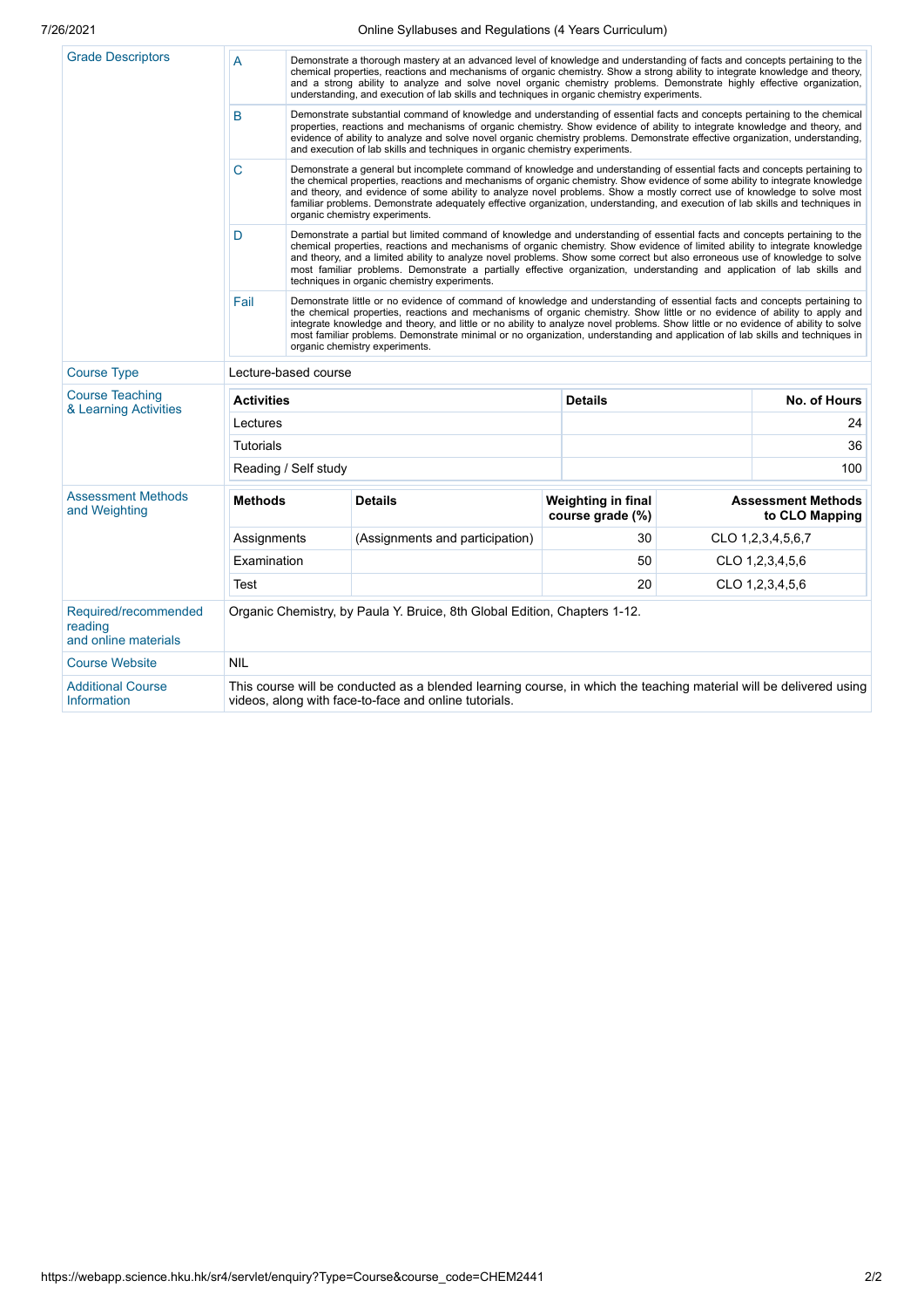| | |
|---|---|
| Grade Descriptors | **A** — Demonstrate a thorough mastery at an advanced level of knowledge and understanding of facts and concepts pertaining to the chemical properties, reactions and mechanisms of organic chemistry. Show a strong ability to integrate knowledge and theory, and a strong ability to analyze and solve novel organic chemistry problems. Demonstrate highly effective organization, understanding, and execution of lab skills and techniques in organic chemistry experiments.<br><br>**B** — Demonstrate substantial command of knowledge and understanding of essential facts and concepts pertaining to the chemical properties, reactions and mechanisms of organic chemistry. Show evidence of ability to integrate knowledge and theory, and evidence of ability to analyze and solve novel organic chemistry problems. Demonstrate effective organization, understanding, and execution of lab skills and techniques in organic chemistry experiments.<br><br>**C** — Demonstrate a general but incomplete command of knowledge and understanding of essential facts and concepts pertaining to the chemical properties, reactions and mechanisms of organic chemistry. Show evidence of some ability to integrate knowledge and theory, and evidence of some ability to analyze novel problems. Show a mostly correct use of knowledge to solve most familiar problems. Demonstrate adequately effective organization, understanding, and execution of lab skills and techniques in organic chemistry experiments.<br><br>**D** — Demonstrate a partial but limited command of knowledge and understanding of essential facts and concepts pertaining to the chemical properties, reactions and mechanisms of organic chemistry. Show evidence of limited ability to integrate knowledge and theory, and a limited ability to analyze novel problems. Show some correct but also erroneous use of knowledge to solve most familiar problems. Demonstrate a partially effective organization, understanding and application of lab skills and techniques in organic chemistry experiments.<br><br>**Fail** — Demonstrate little or no evidence of command of knowledge and understanding of essential facts and concepts pertaining to the chemical properties, reactions and mechanisms of organic chemistry. Show little or no evidence of ability to apply and integrate knowledge and theory, and little or no ability to analyze novel problems. Show little or no evidence of ability to solve most familiar problems. Demonstrate minimal or no organization, understanding and application of lab skills and techniques in organic chemistry experiments. |
| Course Type | Lecture-based course |

**Course Teaching & Learning Activities**

| Activities | Details | No. of Hours |
|---|---|---|
| Lectures | | 24 |
| Tutorials | | 36 |
| Reading / Self study | | 100 |

**Assessment Methods and Weighting**

| Methods | Details | Weighting in final course grade (%) | Assessment Methods to CLO Mapping |
|---|---|---|---|
| Assignments | (Assignments and participation) | 30 | CLO 1,2,3,4,5,6,7 |
| Examination | | 50 | CLO 1,2,3,4,5,6 |
| Test | | 20 | CLO 1,2,3,4,5,6 |

| | |
|---|---|
| Required/recommended reading and online materials | Organic Chemistry, by Paula Y. Bruice, 8th Global Edition, Chapters 1-12. |
| Course Website | NIL |
| Additional Course Information | This course will be conducted as a blended learning course, in which the teaching material will be delivered using videos, along with face-to-face and online tutorials. |